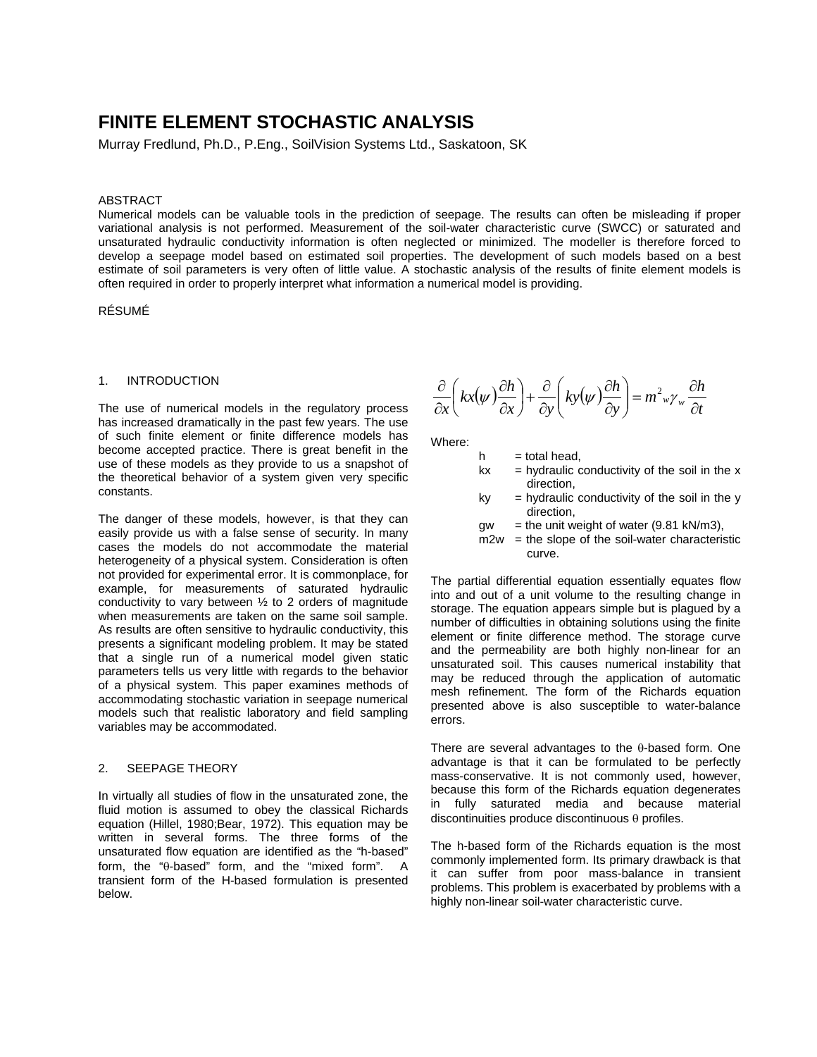# FINITE ELEMENT STOCHASTIC ANALYSIS

Murray Fredlund, Ph.D., P.Eng., SoilVision Systems Ltd., Saskatoon, SK

ABSTRACT

Numerical models can be valuable tools in the prediction of seepage. The results can often be misleading if proper variational analysis is not performed. Measurement of the soil-water characteristic curve (SWCC) or saturated and unsaturated hydraulic conductivity information is often neglected or minimized. The modeller is therefore forced to develop a seepage model based on estimated soil properties. The development of such models based on a best estimate of soil parameters is very often of little value. A stochastic analysis of the results of finite element models is often required in order to properly interpret what information a numerical model is providing.

RÉSUMÉ

## 1. INTRODUCTION

The use of numerical models in the regulatory process has increased dramatically in the past few years. The use of such finite element or finite difference models has become accepted practice. There is great benefit in the use of these models as they provide to us a snapshot of the theoretical behavior of a system given very specific constants.

The danger of these models, however, is that they can easily provide us with a false sense of security. In many cases the models do not accommodate the material heterogeneity of a physical system. Consideration is often not provided for experimental error. It is commonplace, for example, for measurements of saturated hydraulic conductivity to vary between ½ to 2 orders of magnitude when measurements are taken on the same soil sample. As results are often sensitive to hydraulic conductivity, this presents a significant modeling problem. It may be stated that a single run of a numerical model given static parameters tells us very little with regards to the behavior of a physical system. This paper examines methods of accommodating stochastic variation in seepage numerical models such that realistic laboratory and field sampling variables may be accommodated.

## 2. SEEPAGE THEORY

In virtually all studies of flow in the unsaturated zone, the fluid motion is assumed to obey the classical Richards equation (Hillel, 1980;Bear, 1972). This equation may be written in several forms. The three forms of the unsaturated flow equation are identified as the "h-based" form, the "θ-based" form, and the "mixed form". A transient form of the H-based formulation is presented below.

$$\frac{\partial}{\partial x}\left(kx(\psi)\frac{\partial h}{\partial x}\right)+\frac{\partial}{\partial y}\left(ky(\psi)\frac{\partial h}{\partial y}\right)=m^2{}_w\gamma_w\frac{\partial h}{\partial t}$$

Where:

- h = total head,
- kx = hydraulic conductivity of the soil in the x direction,
- ky = hydraulic conductivity of the soil in the y direction,
- gw = the unit weight of water (9.81 kN/m3),
- m2w = the slope of the soil-water characteristic curve.

The partial differential equation essentially equates flow into and out of a unit volume to the resulting change in storage. The equation appears simple but is plagued by a number of difficulties in obtaining solutions using the finite element or finite difference method. The storage curve and the permeability are both highly non-linear for an unsaturated soil. This causes numerical instability that may be reduced through the application of automatic mesh refinement. The form of the Richards equation presented above is also susceptible to water-balance errors.

There are several advantages to the θ-based form. One advantage is that it can be formulated to be perfectly mass-conservative. It is not commonly used, however, because this form of the Richards equation degenerates in fully saturated media and because material discontinuities produce discontinuous θ profiles.

The h-based form of the Richards equation is the most commonly implemented form. Its primary drawback is that it can suffer from poor mass-balance in transient problems. This problem is exacerbated by problems with a highly non-linear soil-water characteristic curve.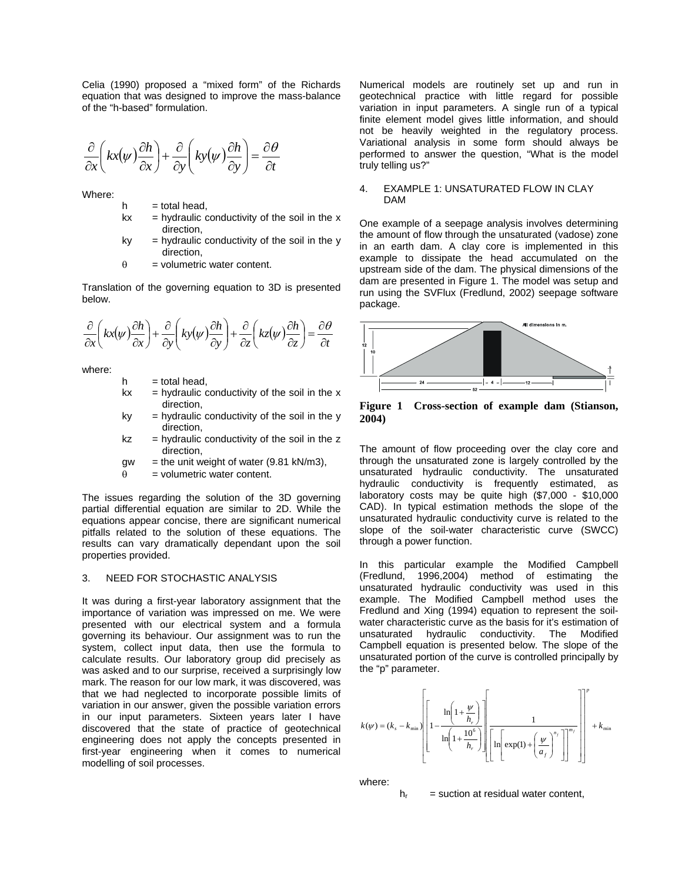Celia (1990) proposed a "mixed form" of the Richards equation that was designed to improve the mass-balance of the "h-based" formulation.

$$\frac{\partial}{\partial x}\left(kx(\psi)\frac{\partial h}{\partial x}\right)+\frac{\partial}{\partial y}\left(ky(\psi)\frac{\partial h}{\partial y}\right)=\frac{\partial \theta}{\partial t}$$

Where:

- $h$ = total head,
- $kx$ = hydraulic conductivity of the soil in the x direction,
- $ky$ = hydraulic conductivity of the soil in the y direction,
- $\theta$ = volumetric water content.

Translation of the governing equation to 3D is presented below.

$$\frac{\partial}{\partial x}\left(kx(\psi)\frac{\partial h}{\partial x}\right)+\frac{\partial}{\partial y}\left(ky(\psi)\frac{\partial h}{\partial y}\right)+\frac{\partial}{\partial z}\left(kz(\psi)\frac{\partial h}{\partial z}\right)=\frac{\partial \theta}{\partial t}$$

where:

- $h$ = total head,
- $kx$ = hydraulic conductivity of the soil in the x direction,
- $ky$ = hydraulic conductivity of the soil in the y direction,
- $kz$ = hydraulic conductivity of the soil in the z direction,
- $gw$ = the unit weight of water (9.81 kN/m3),
- $\theta$ = volumetric water content.

The issues regarding the solution of the 3D governing partial differential equation are similar to 2D. While the equations appear concise, there are significant numerical pitfalls related to the solution of these equations. The results can vary dramatically dependant upon the soil properties provided.

## 3. NEED FOR STOCHASTIC ANALYSIS

It was during a first-year laboratory assignment that the importance of variation was impressed on me. We were presented with our electrical system and a formula governing its behaviour. Our assignment was to run the system, collect input data, then use the formula to calculate results. Our laboratory group did precisely as was asked and to our surprise, received a surprisingly low mark. The reason for our low mark, it was discovered, was that we had neglected to incorporate possible limits of variation in our answer, given the possible variation errors in our input parameters. Sixteen years later I have discovered that the state of practice of geotechnical engineering does not apply the concepts presented in first-year engineering when it comes to numerical modelling of soil processes.

Numerical models are routinely set up and run in geotechnical practice with little regard for possible variation in input parameters. A single run of a typical finite element model gives little information, and should not be heavily weighted in the regulatory process. Variational analysis in some form should always be performed to answer the question, "What is the model truly telling us?"

## 4. EXAMPLE 1: UNSATURATED FLOW IN CLAY DAM

One example of a seepage analysis involves determining the amount of flow through the unsaturated (vadose) zone in an earth dam. A clay core is implemented in this example to dissipate the head accumulated on the upstream side of the dam. The physical dimensions of the dam are presented in Figure 1. The model was setup and run using the SVFlux (Fredlund, 2002) seepage software package.

**Figure 1 Cross-section of example dam (Stianson, 2004)**

The amount of flow proceeding over the clay core and through the unsaturated zone is largely controlled by the unsaturated hydraulic conductivity. The unsaturated hydraulic conductivity is frequently estimated, as laboratory costs may be quite high ($7,000 - $10,000 CAD). In typical estimation methods the slope of the unsaturated hydraulic conductivity curve is related to the slope of the soil-water characteristic curve (SWCC) through a power function.

In this particular example the Modified Campbell (Fredlund, 1996,2004) method of estimating the unsaturated hydraulic conductivity was used in this example. The Modified Campbell method uses the Fredlund and Xing (1994) equation to represent the soil-water characteristic curve as the basis for it's estimation of unsaturated hydraulic conductivity. The Modified Campbell equation is presented below. The slope of the unsaturated portion of the curve is controlled principally by the "p" parameter.

$$k(\psi)=(k_s-k_{\min})\left[\left[1-\frac{\ln\left(1+\frac{\psi}{h_r}\right)}{\ln\left(1+\frac{10^6}{h_r}\right)}\right]\left[\frac{1}{\left[\ln\left[\exp(1)+\left(\frac{\psi}{a_f}\right)^{n_f}\right]\right]^{m_f}}\right]\right]^p+k_{\min}$$

where:

- $h_r$ = suction at residual water content,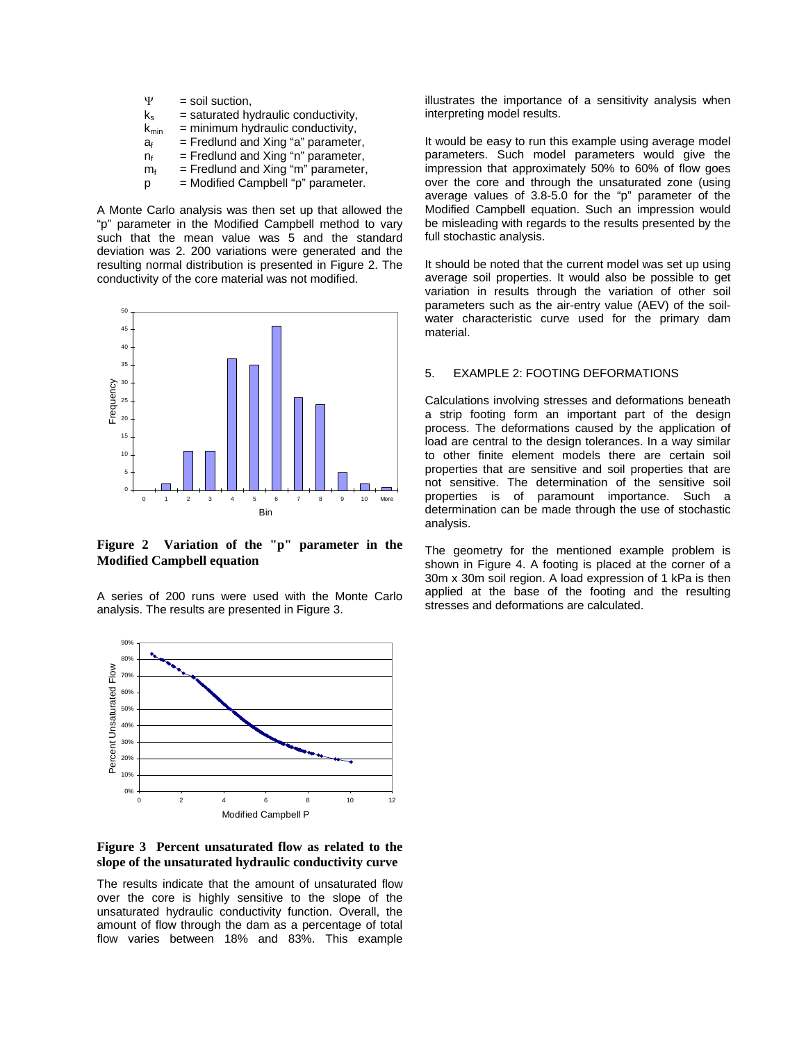$\Psi$ = soil suction,
$k_s$ = saturated hydraulic conductivity,
$k_{min}$ = minimum hydraulic conductivity,
$a_f$ = Fredlund and Xing "a" parameter,
$n_f$ = Fredlund and Xing "n" parameter,
$m_f$ = Fredlund and Xing "m" parameter,
p = Modified Campbell "p" parameter.

A Monte Carlo analysis was then set up that allowed the "p" parameter in the Modified Campbell method to vary such that the mean value was 5 and the standard deviation was 2. 200 variations were generated and the resulting normal distribution is presented in Figure 2. The conductivity of the core material was not modified.

**Figure 2 Variation of the "p" parameter in the Modified Campbell equation**

A series of 200 runs were used with the Monte Carlo analysis. The results are presented in Figure 3.

**Figure 3 Percent unsaturated flow as related to the slope of the unsaturated hydraulic conductivity curve**

The results indicate that the amount of unsaturated flow over the core is highly sensitive to the slope of the unsaturated hydraulic conductivity function. Overall, the amount of flow through the dam as a percentage of total flow varies between 18% and 83%. This example illustrates the importance of a sensitivity analysis when interpreting model results.

It would be easy to run this example using average model parameters. Such model parameters would give the impression that approximately 50% to 60% of flow goes over the core and through the unsaturated zone (using average values of 3.8-5.0 for the "p" parameter of the Modified Campbell equation. Such an impression would be misleading with regards to the results presented by the full stochastic analysis.

It should be noted that the current model was set up using average soil properties. It would also be possible to get variation in results through the variation of other soil parameters such as the air-entry value (AEV) of the soil-water characteristic curve used for the primary dam material.

## 5. EXAMPLE 2: FOOTING DEFORMATIONS

Calculations involving stresses and deformations beneath a strip footing form an important part of the design process. The deformations caused by the application of load are central to the design tolerances. In a way similar to other finite element models there are certain soil properties that are sensitive and soil properties that are not sensitive. The determination of the sensitive soil properties is of paramount importance. Such a determination can be made through the use of stochastic analysis.

The geometry for the mentioned example problem is shown in Figure 4. A footing is placed at the corner of a 30m x 30m soil region. A load expression of 1 kPa is then applied at the base of the footing and the resulting stresses and deformations are calculated.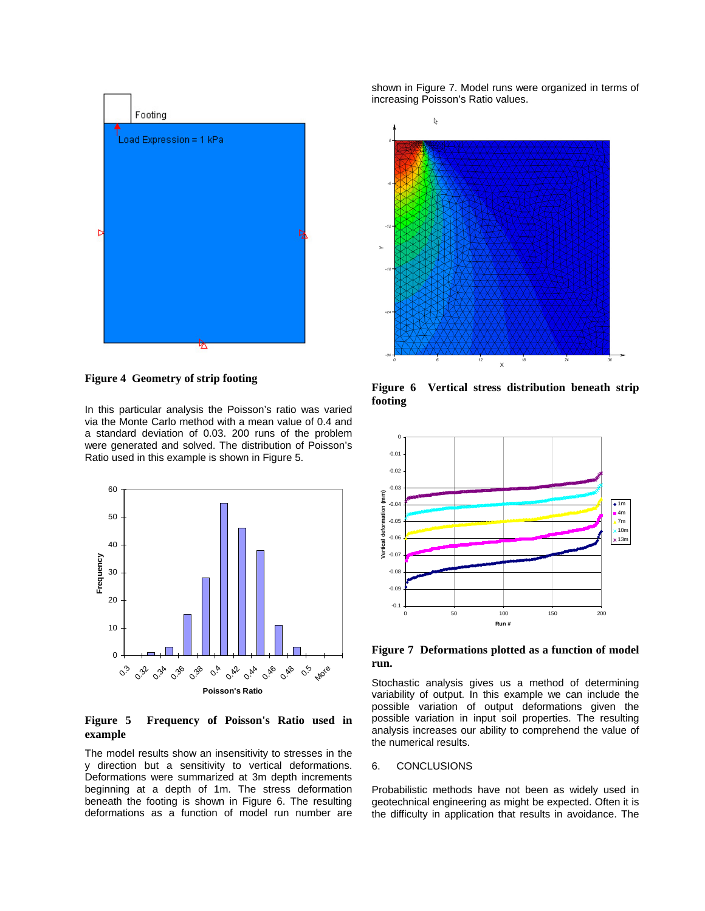**Figure 4 Geometry of strip footing**

In this particular analysis the Poisson's ratio was varied via the Monte Carlo method with a mean value of 0.4 and a standard deviation of 0.03. 200 runs of the problem were generated and solved. The distribution of Poisson's Ratio used in this example is shown in Figure 5.

**Figure 5 Frequency of Poisson's Ratio used in example**

The model results show an insensitivity to stresses in the y direction but a sensitivity to vertical deformations. Deformations were summarized at 3m depth increments beginning at a depth of 1m. The stress deformation beneath the footing is shown in Figure 6. The resulting deformations as a function of model run number are shown in Figure 7. Model runs were organized in terms of increasing Poisson's Ratio values.

**Figure 6 Vertical stress distribution beneath strip footing**

**Figure 7 Deformations plotted as a function of model run.**

Stochastic analysis gives us a method of determining variability of output. In this example we can include the possible variation of output deformations given the possible variation in input soil properties. The resulting analysis increases our ability to comprehend the value of the numerical results.

## 6. CONCLUSIONS

Probabilistic methods have not been as widely used in geotechnical engineering as might be expected. Often it is the difficulty in application that results in avoidance. The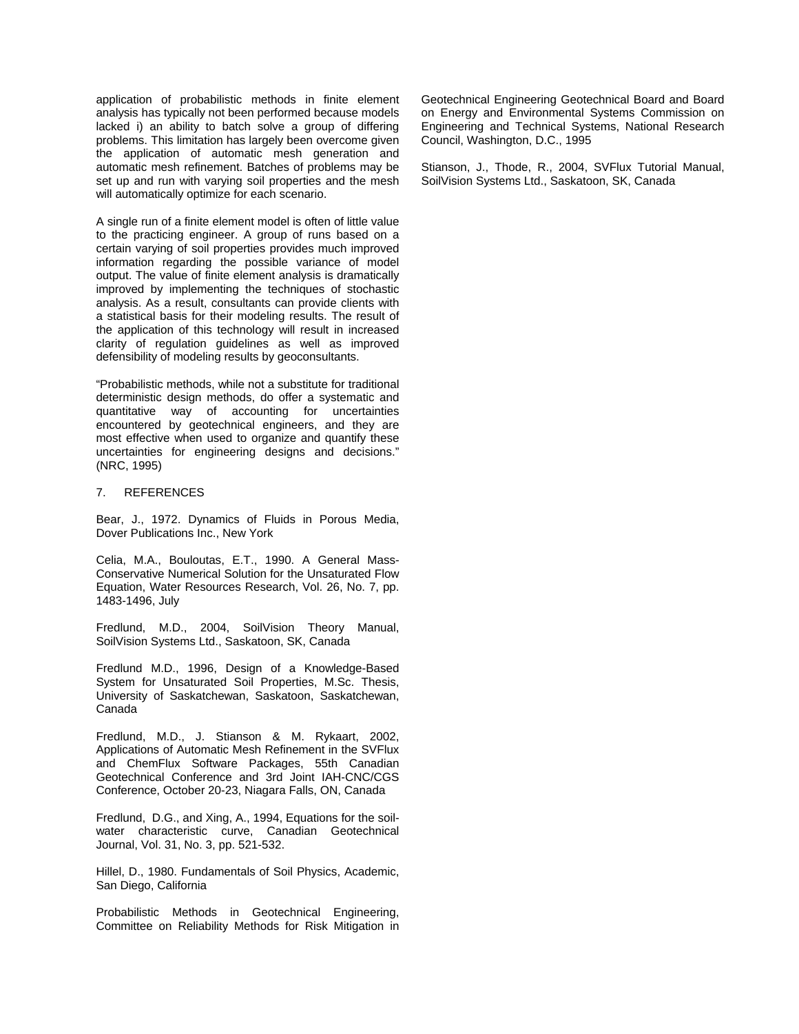application of probabilistic methods in finite element analysis has typically not been performed because models lacked i) an ability to batch solve a group of differing problems. This limitation has largely been overcome given the application of automatic mesh generation and automatic mesh refinement. Batches of problems may be set up and run with varying soil properties and the mesh will automatically optimize for each scenario.

A single run of a finite element model is often of little value to the practicing engineer. A group of runs based on a certain varying of soil properties provides much improved information regarding the possible variance of model output. The value of finite element analysis is dramatically improved by implementing the techniques of stochastic analysis. As a result, consultants can provide clients with a statistical basis for their modeling results. The result of the application of this technology will result in increased clarity of regulation guidelines as well as improved defensibility of modeling results by geoconsultants.

"Probabilistic methods, while not a substitute for traditional deterministic design methods, do offer a systematic and quantitative way of accounting for uncertainties encountered by geotechnical engineers, and they are most effective when used to organize and quantify these uncertainties for engineering designs and decisions." (NRC, 1995)

## 7. REFERENCES

Bear, J., 1972. Dynamics of Fluids in Porous Media, Dover Publications Inc., New York

Celia, M.A., Bouloutas, E.T., 1990. A General Mass-Conservative Numerical Solution for the Unsaturated Flow Equation, Water Resources Research, Vol. 26, No. 7, pp. 1483-1496, July

Fredlund, M.D., 2004, SoilVision Theory Manual, SoilVision Systems Ltd., Saskatoon, SK, Canada

Fredlund M.D., 1996, Design of a Knowledge-Based System for Unsaturated Soil Properties, M.Sc. Thesis, University of Saskatchewan, Saskatoon, Saskatchewan, Canada

Fredlund, M.D., J. Stianson & M. Rykaart, 2002, Applications of Automatic Mesh Refinement in the SVFlux and ChemFlux Software Packages, 55th Canadian Geotechnical Conference and 3rd Joint IAH-CNC/CGS Conference, October 20-23, Niagara Falls, ON, Canada

Fredlund, D.G., and Xing, A., 1994, Equations for the soil-water characteristic curve, Canadian Geotechnical Journal, Vol. 31, No. 3, pp. 521-532.

Hillel, D., 1980. Fundamentals of Soil Physics, Academic, San Diego, California

Probabilistic Methods in Geotechnical Engineering, Committee on Reliability Methods for Risk Mitigation in Geotechnical Engineering Geotechnical Board and Board on Energy and Environmental Systems Commission on Engineering and Technical Systems, National Research Council, Washington, D.C., 1995

Stianson, J., Thode, R., 2004, SVFlux Tutorial Manual, SoilVision Systems Ltd., Saskatoon, SK, Canada